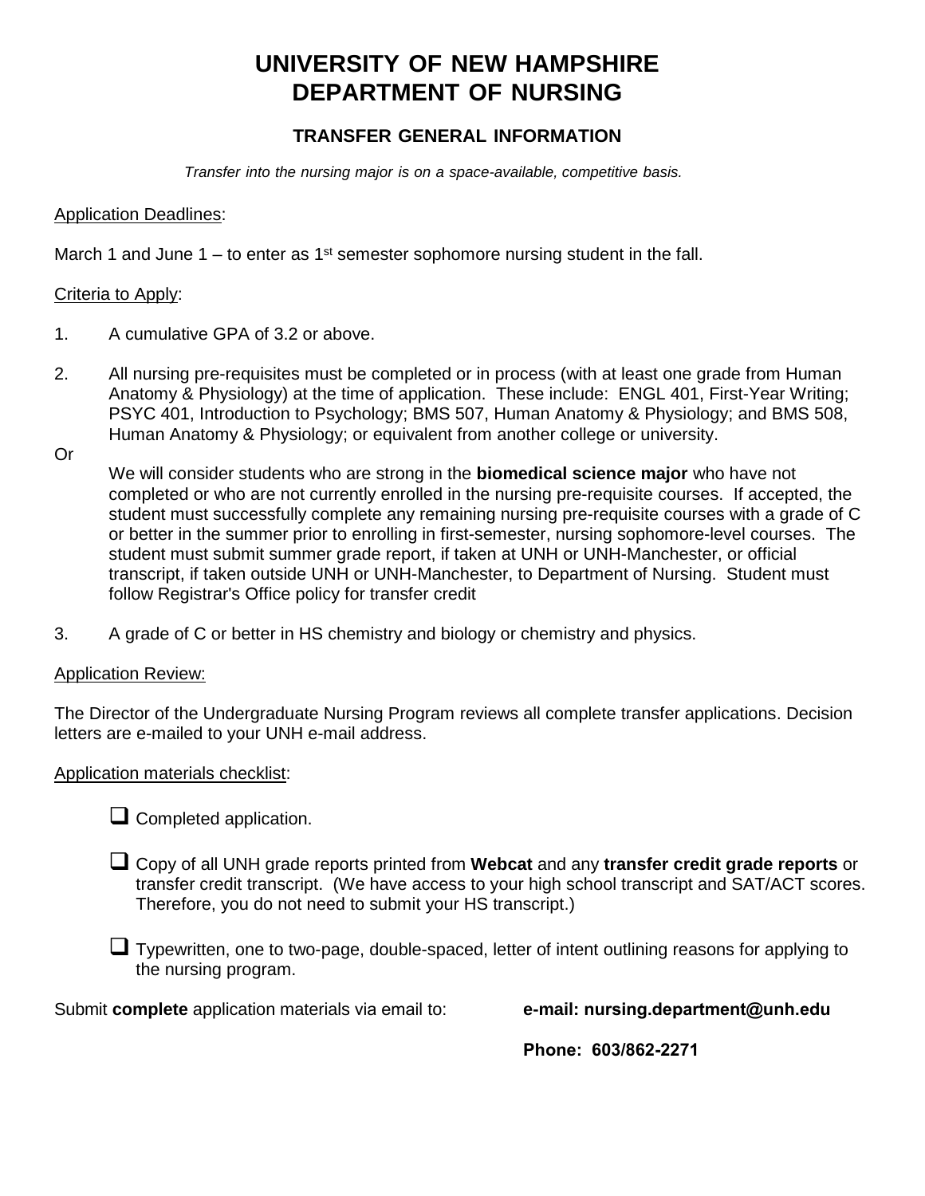# UNIVERSITY OF NEW HAMPSHIRE
# DEPARTMENT OF NURSING

## TRANSFER GENERAL INFORMATION

*Transfer into the nursing major is on a space-available, competitive basis.*

Application Deadlines:

March 1 and June 1 – to enter as 1st semester sophomore nursing student in the fall.

Criteria to Apply:

1. A cumulative GPA of 3.2 or above.

2. All nursing pre-requisites must be completed or in process (with at least one grade from Human Anatomy & Physiology) at the time of application. These include: ENGL 401, First-Year Writing; PSYC 401, Introduction to Psychology; BMS 507, Human Anatomy & Physiology; and BMS 508, Human Anatomy & Physiology; or equivalent from another college or university.

Or

We will consider students who are strong in the **biomedical science major** who have not completed or who are not currently enrolled in the nursing pre-requisite courses. If accepted, the student must successfully complete any remaining nursing pre-requisite courses with a grade of C or better in the summer prior to enrolling in first-semester, nursing sophomore-level courses. The student must submit summer grade report, if taken at UNH or UNH-Manchester, or official transcript, if taken outside UNH or UNH-Manchester, to Department of Nursing. Student must follow Registrar's Office policy for transfer credit

3. A grade of C or better in HS chemistry and biology or chemistry and physics.

Application Review:

The Director of the Undergraduate Nursing Program reviews all complete transfer applications. Decision letters are e-mailed to your UNH e-mail address.

Application materials checklist:

- ❑ Completed application.
- ❑ Copy of all UNH grade reports printed from **Webcat** and any **transfer credit grade reports** or transfer credit transcript. (We have access to your high school transcript and SAT/ACT scores. Therefore, you do not need to submit your HS transcript.)
- ❑ Typewritten, one to two-page, double-spaced, letter of intent outlining reasons for applying to the nursing program.

Submit **complete** application materials via email to: **e-mail: nursing.department@unh.edu**

**Phone: 603/862-2271**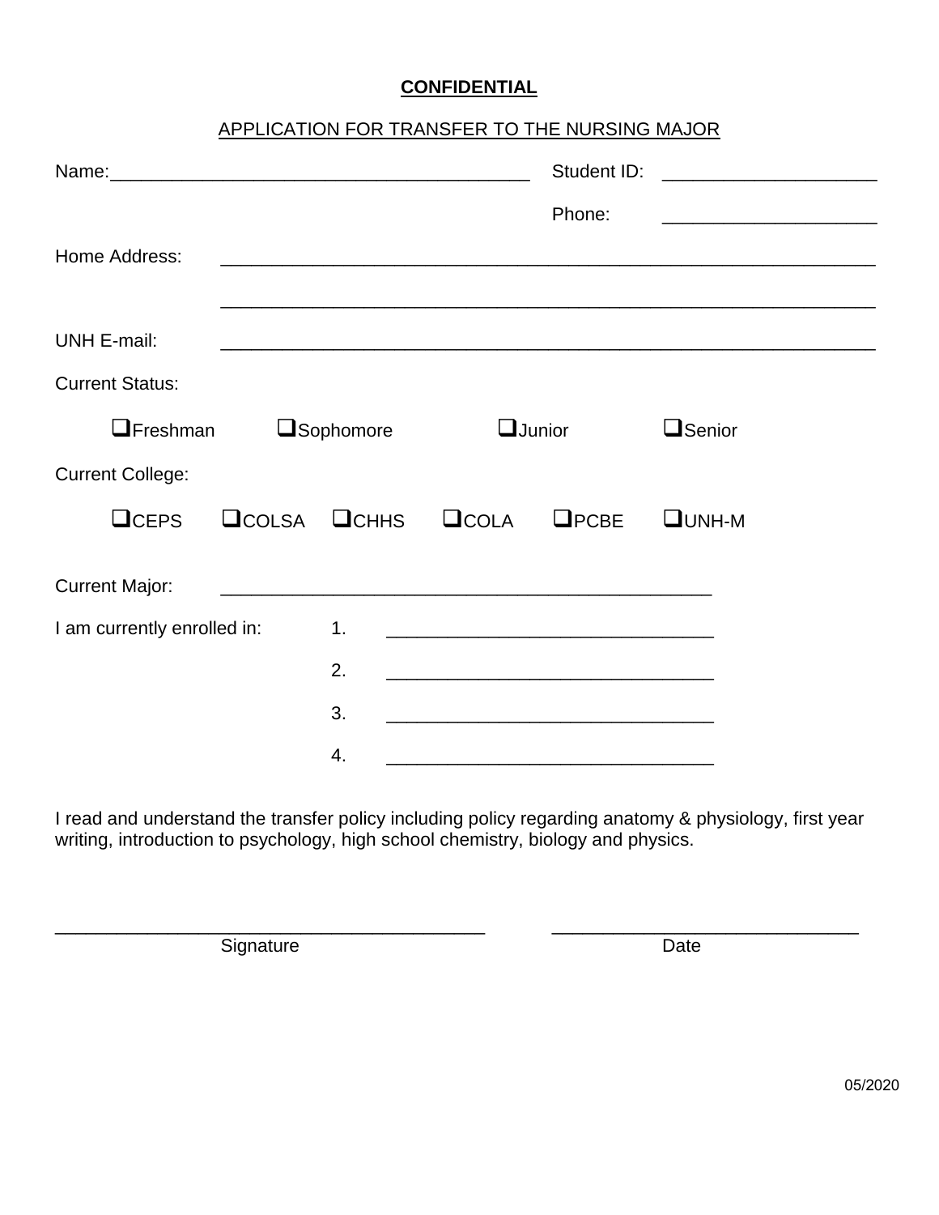**CONFIDENTIAL**

APPLICATION FOR TRANSFER TO THE NURSING MAJOR

Name:__________________________________________ Student ID: _____________________

Phone: _____________________

Home Address: _________________________________________________________________

_________________________________________________________________

UNH E-mail: _________________________________________________________________

Current Status:

❑Freshman ❑Sophomore ❑Junior ❑Senior

Current College:

❑CEPS ❑COLSA ❑CHHS ❑COLA ❑PCBE ❑UNH-M

Current Major: ________________________________________________

I am currently enrolled in:

1. ________________________________
2. ________________________________
3. ________________________________
4. ________________________________

I read and understand the transfer policy including policy regarding anatomy & physiology, first year writing, introduction to psychology, high school chemistry, biology and physics.

___________________________________________ ______________________________

Signature Date

05/2020